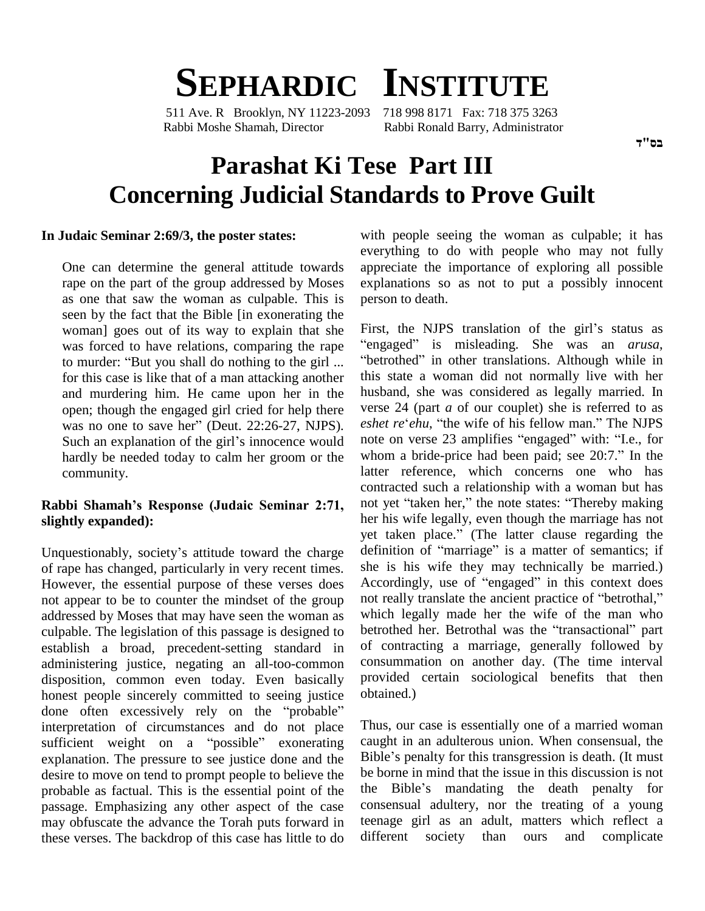# SEPHARDIC INSTITUTE

511 Ave. R Brooklyn, NY 11223-2093 718 998 8171 Fax: 718 375 3263
Rabbi Moshe Shamah, Director Rabbi Ronald Barry, Administrator

בס"ד

# Parashat Ki Tese Part III
# Concerning Judicial Standards to Prove Guilt

**In Judaic Seminar 2:69/3, the poster states:**

> One can determine the general attitude towards rape on the part of the group addressed by Moses as one that saw the woman as culpable. This is seen by the fact that the Bible [in exonerating the woman] goes out of its way to explain that she was forced to have relations, comparing the rape to murder: "But you shall do nothing to the girl ... for this case is like that of a man attacking another and murdering him. He came upon her in the open; though the engaged girl cried for help there was no one to save her" (Deut. 22:26-27, NJPS). Such an explanation of the girl's innocence would hardly be needed today to calm her groom or the community.

**Rabbi Shamah's Response (Judaic Seminar 2:71, slightly expanded):**

Unquestionably, society's attitude toward the charge of rape has changed, particularly in very recent times. However, the essential purpose of these verses does not appear to be to counter the mindset of the group addressed by Moses that may have seen the woman as culpable. The legislation of this passage is designed to establish a broad, precedent-setting standard in administering justice, negating an all-too-common disposition, common even today. Even basically honest people sincerely committed to seeing justice done often excessively rely on the "probable" interpretation of circumstances and do not place sufficient weight on a "possible" exonerating explanation. The pressure to see justice done and the desire to move on tend to prompt people to believe the probable as factual. This is the essential point of the passage. Emphasizing any other aspect of the case may obfuscate the advance the Torah puts forward in these verses. The backdrop of this case has little to do with people seeing the woman as culpable; it has everything to do with people who may not fully appreciate the importance of exploring all possible explanations so as not to put a possibly innocent person to death.

First, the NJPS translation of the girl's status as "engaged" is misleading. She was an *arusa*, "betrothed" in other translations. Although while in this state a woman did not normally live with her husband, she was considered as legally married. In verse 24 (part *a* of our couplet) she is referred to as *eshet re*'*ehu*, "the wife of his fellow man." The NJPS note on verse 23 amplifies "engaged" with: "I.e., for whom a bride-price had been paid; see 20:7." In the latter reference, which concerns one who has contracted such a relationship with a woman but has not yet "taken her," the note states: "Thereby making her his wife legally, even though the marriage has not yet taken place." (The latter clause regarding the definition of "marriage" is a matter of semantics; if she is his wife they may technically be married.) Accordingly, use of "engaged" in this context does not really translate the ancient practice of "betrothal," which legally made her the wife of the man who betrothed her. Betrothal was the "transactional" part of contracting a marriage, generally followed by consummation on another day. (The time interval provided certain sociological benefits that then obtained.)

Thus, our case is essentially one of a married woman caught in an adulterous union. When consensual, the Bible's penalty for this transgression is death. (It must be borne in mind that the issue in this discussion is not the Bible's mandating the death penalty for consensual adultery, nor the treating of a young teenage girl as an adult, matters which reflect a different society than ours and complicate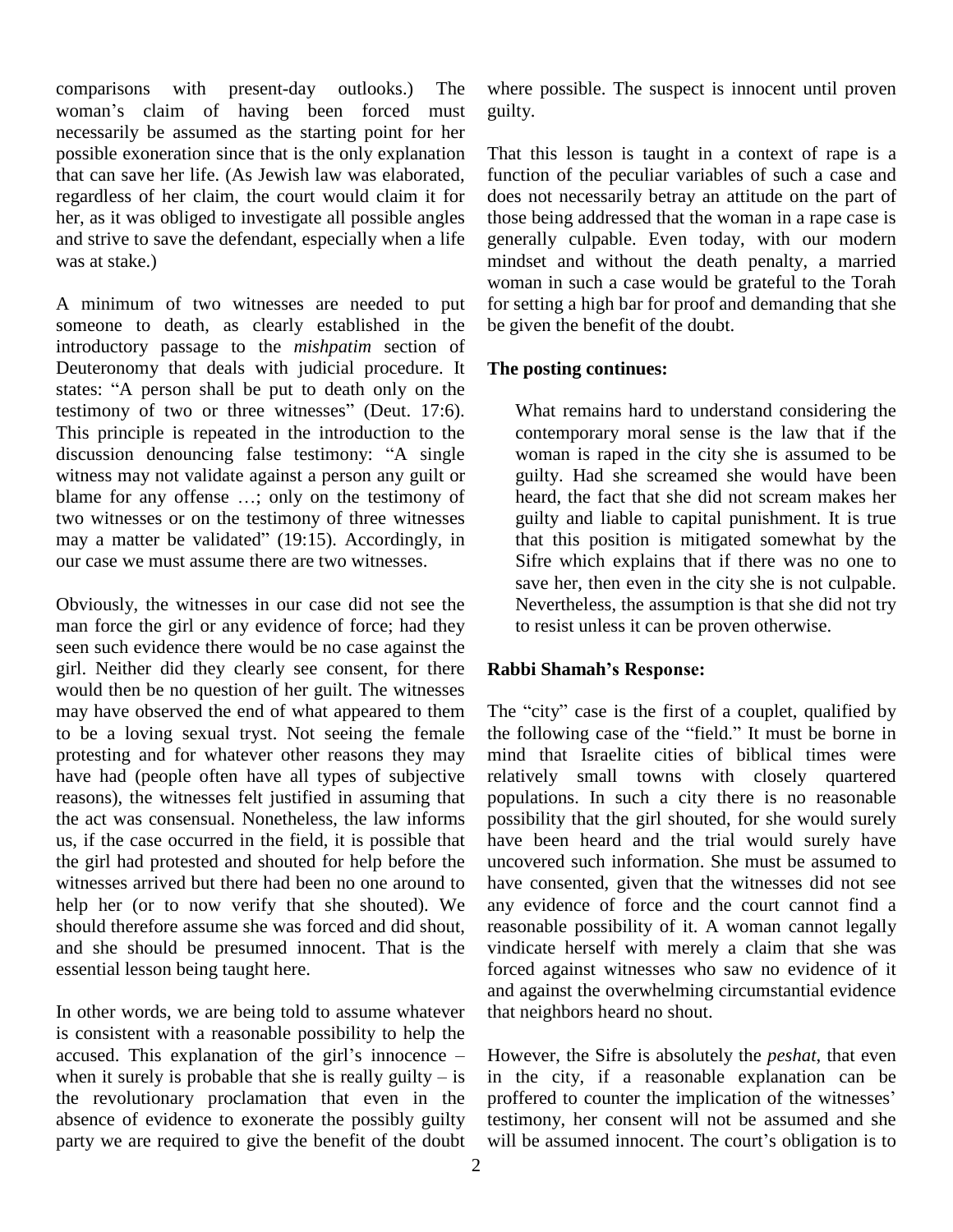comparisons with present-day outlooks.) The woman's claim of having been forced must necessarily be assumed as the starting point for her possible exoneration since that is the only explanation that can save her life. (As Jewish law was elaborated, regardless of her claim, the court would claim it for her, as it was obliged to investigate all possible angles and strive to save the defendant, especially when a life was at stake.)

A minimum of two witnesses are needed to put someone to death, as clearly established in the introductory passage to the *mishpatim* section of Deuteronomy that deals with judicial procedure. It states: "A person shall be put to death only on the testimony of two or three witnesses" (Deut. 17:6). This principle is repeated in the introduction to the discussion denouncing false testimony: "A single witness may not validate against a person any guilt or blame for any offense …; only on the testimony of two witnesses or on the testimony of three witnesses may a matter be validated" (19:15). Accordingly, in our case we must assume there are two witnesses.

Obviously, the witnesses in our case did not see the man force the girl or any evidence of force; had they seen such evidence there would be no case against the girl. Neither did they clearly see consent, for there would then be no question of her guilt. The witnesses may have observed the end of what appeared to them to be a loving sexual tryst. Not seeing the female protesting and for whatever other reasons they may have had (people often have all types of subjective reasons), the witnesses felt justified in assuming that the act was consensual. Nonetheless, the law informs us, if the case occurred in the field, it is possible that the girl had protested and shouted for help before the witnesses arrived but there had been no one around to help her (or to now verify that she shouted). We should therefore assume she was forced and did shout, and she should be presumed innocent. That is the essential lesson being taught here.

In other words, we are being told to assume whatever is consistent with a reasonable possibility to help the accused. This explanation of the girl's innocence – when it surely is probable that she is really guilty – is the revolutionary proclamation that even in the absence of evidence to exonerate the possibly guilty party we are required to give the benefit of the doubt where possible. The suspect is innocent until proven guilty.

That this lesson is taught in a context of rape is a function of the peculiar variables of such a case and does not necessarily betray an attitude on the part of those being addressed that the woman in a rape case is generally culpable. Even today, with our modern mindset and without the death penalty, a married woman in such a case would be grateful to the Torah for setting a high bar for proof and demanding that she be given the benefit of the doubt.

**The posting continues:**

> What remains hard to understand considering the contemporary moral sense is the law that if the woman is raped in the city she is assumed to be guilty. Had she screamed she would have been heard, the fact that she did not scream makes her guilty and liable to capital punishment. It is true that this position is mitigated somewhat by the Sifre which explains that if there was no one to save her, then even in the city she is not culpable. Nevertheless, the assumption is that she did not try to resist unless it can be proven otherwise.

**Rabbi Shamah's Response:**

The "city" case is the first of a couplet, qualified by the following case of the "field." It must be borne in mind that Israelite cities of biblical times were relatively small towns with closely quartered populations. In such a city there is no reasonable possibility that the girl shouted, for she would surely have been heard and the trial would surely have uncovered such information. She must be assumed to have consented, given that the witnesses did not see any evidence of force and the court cannot find a reasonable possibility of it. A woman cannot legally vindicate herself with merely a claim that she was forced against witnesses who saw no evidence of it and against the overwhelming circumstantial evidence that neighbors heard no shout.

However, the Sifre is absolutely the *peshat*, that even in the city, if a reasonable explanation can be proffered to counter the implication of the witnesses' testimony, her consent will not be assumed and she will be assumed innocent. The court's obligation is to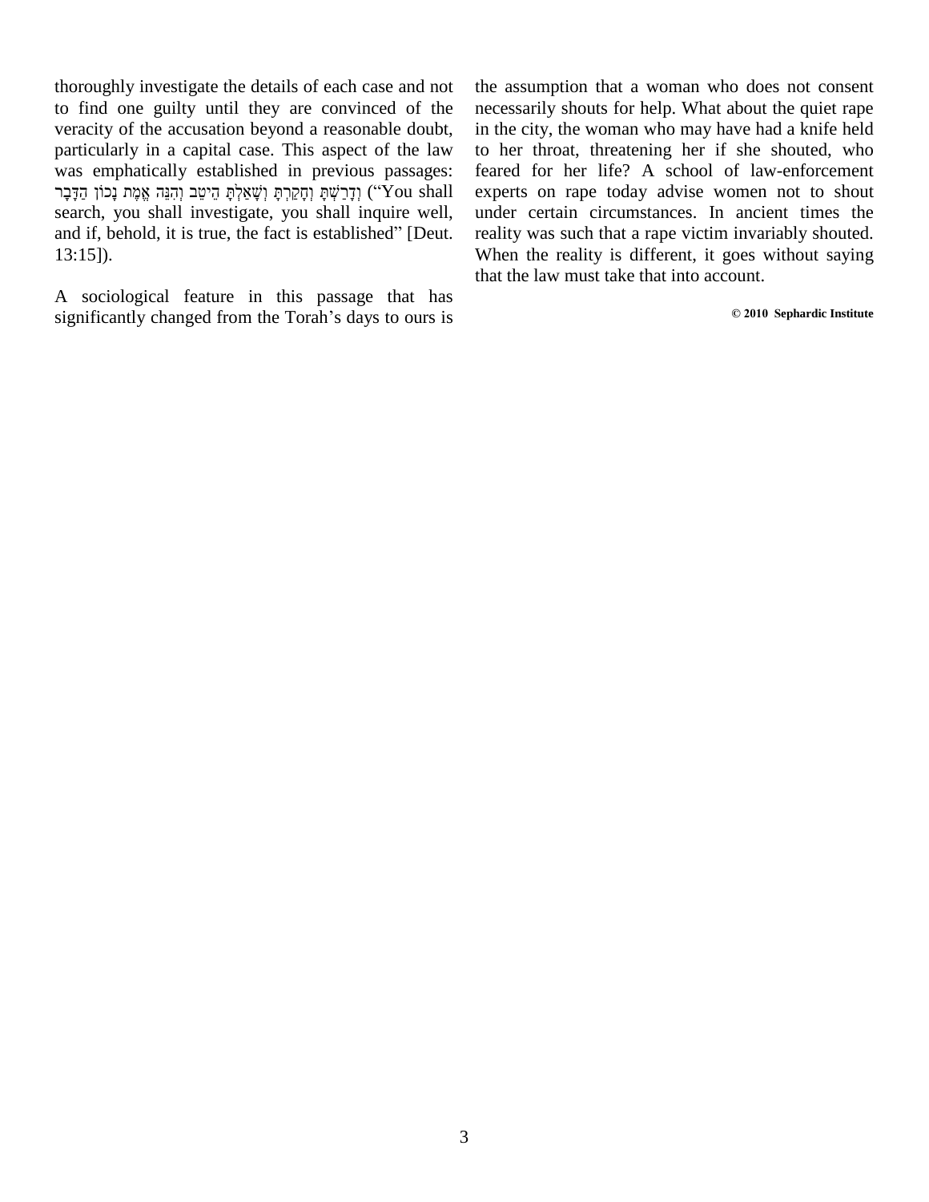thoroughly investigate the details of each case and not to find one guilty until they are convinced of the veracity of the accusation beyond a reasonable doubt, particularly in a capital case. This aspect of the law was emphatically established in previous passages: וְדָרַשְׁתָּ וְחָקַרְתָּ וְשָׁאַלְתָּ הֵיטֵב וְהִנֵּה אֱמֶת נָכוֹן הַדָּבָר ("You shall search, you shall investigate, you shall inquire well, and if, behold, it is true, the fact is established" [Deut. 13:15]).

A sociological feature in this passage that has significantly changed from the Torah's days to ours is the assumption that a woman who does not consent necessarily shouts for help. What about the quiet rape in the city, the woman who may have had a knife held to her throat, threatening her if she shouted, who feared for her life? A school of law-enforcement experts on rape today advise women not to shout under certain circumstances. In ancient times the reality was such that a rape victim invariably shouted. When the reality is different, it goes without saying that the law must take that into account.

**© 2010 Sephardic Institute**